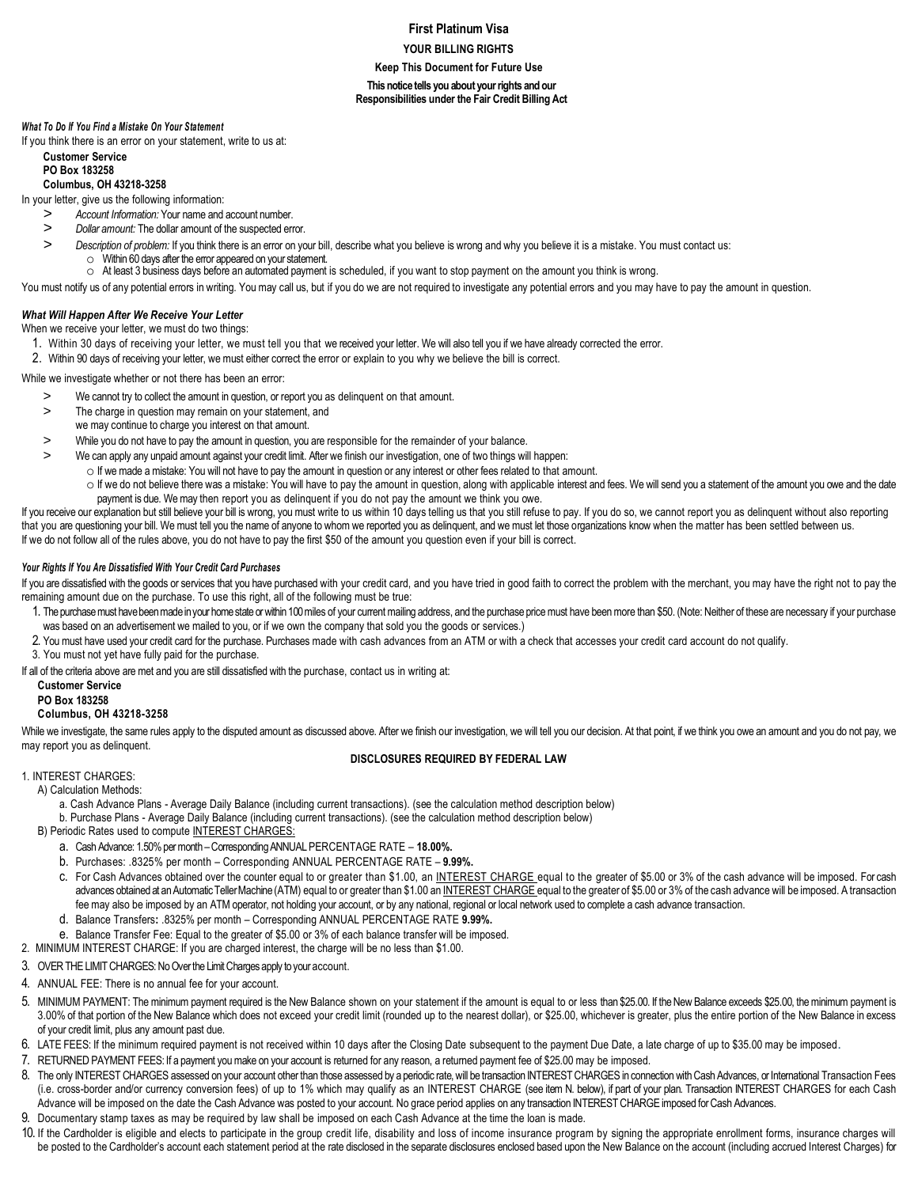# First Platinum Visa

## YOUR BILLING RIGHTS

**Keep This Document for Future Use**

**This notice tells you about your rights and our Responsibilities under the Fair Credit Billing Act**

***What To Do If You Find a Mistake On Your Statement***

If you think there is an error on your statement, write to us at:

**Customer Service**
**PO Box 183258**
**Columbus, OH 43218-3258**

In your letter, give us the following information:

- *Account Information:* Your name and account number.
- *Dollar amount:* The dollar amount of the suspected error.
- *Description of problem:* If you think there is an error on your bill, describe what you believe is wrong and why you believe it is a mistake. You must contact us:
  - Within 60 days after the error appeared on your statement.
  - At least 3 business days before an automated payment is scheduled, if you want to stop payment on the amount you think is wrong.

You must notify us of any potential errors in writing. You may call us, but if you do we are not required to investigate any potential errors and you may have to pay the amount in question.

***What Will Happen After We Receive Your Letter***

When we receive your letter, we must do two things:

1. Within 30 days of receiving your letter, we must tell you that we received your letter. We will also tell you if we have already corrected the error.
2. Within 90 days of receiving your letter, we must either correct the error or explain to you why we believe the bill is correct.

While we investigate whether or not there has been an error:

- We cannot try to collect the amount in question, or report you as delinquent on that amount.
- The charge in question may remain on your statement, and we may continue to charge you interest on that amount.
- While you do not have to pay the amount in question, you are responsible for the remainder of your balance.
- We can apply any unpaid amount against your credit limit. After we finish our investigation, one of two things will happen:
  - If we made a mistake: You will not have to pay the amount in question or any interest or other fees related to that amount.
  - If we do not believe there was a mistake: You will have to pay the amount in question, along with applicable interest and fees. We will send you a statement of the amount you owe and the date payment is due. We may then report you as delinquent if you do not pay the amount we think you owe.

If you receive our explanation but still believe your bill is wrong, you must write to us within 10 days telling us that you still refuse to pay. If you do so, we cannot report you as delinquent without also reporting that you are questioning your bill. We must tell you the name of anyone to whom we reported you as delinquent, and we must let those organizations know when the matter has been settled between us.

If we do not follow all of the rules above, you do not have to pay the first $50 of the amount you question even if your bill is correct.

***Your Rights If You Are Dissatisfied With Your Credit Card Purchases***

If you are dissatisfied with the goods or services that you have purchased with your credit card, and you have tried in good faith to correct the problem with the merchant, you may have the right not to pay the remaining amount due on the purchase. To use this right, all of the following must be true:

1. The purchase must have been made in your home state or within 100 miles of your current mailing address, and the purchase price must have been more than $50. (Note: Neither of these are necessary if your purchase was based on an advertisement we mailed to you, or if we own the company that sold you the goods or services.)
2. You must have used your credit card for the purchase. Purchases made with cash advances from an ATM or with a check that accesses your credit card account do not qualify.
3. You must not yet have fully paid for the purchase.

If all of the criteria above are met and you are still dissatisfied with the purchase, contact us in writing at:

**Customer Service**
**PO Box 183258**
**Columbus, OH 43218-3258**

While we investigate, the same rules apply to the disputed amount as discussed above. After we finish our investigation, we will tell you our decision. At that point, if we think you owe an amount and you do not pay, we may report you as delinquent.

## DISCLOSURES REQUIRED BY FEDERAL LAW

1. INTEREST CHARGES:
   - A) Calculation Methods:
     - a. Cash Advance Plans - Average Daily Balance (including current transactions). (see the calculation method description below)
     - b. Purchase Plans - Average Daily Balance (including current transactions). (see the calculation method description below)
   - B) Periodic Rates used to compute INTEREST CHARGES:
     - a. Cash Advance: 1.50% per month – Corresponding ANNUAL PERCENTAGE RATE – **18.00%.**
     - b. Purchases: .8325% per month – Corresponding ANNUAL PERCENTAGE RATE – **9.99%.**
     - c. For Cash Advances obtained over the counter equal to or greater than $1.00, an INTEREST CHARGE equal to the greater of $5.00 or 3% of the cash advance will be imposed. For cash advances obtained at an Automatic Teller Machine (ATM) equal to or greater than $1.00 an INTEREST CHARGE equal to the greater of $5.00 or 3% of the cash advance will be imposed. A transaction fee may also be imposed by an ATM operator, not holding your account, or by any national, regional or local network used to complete a cash advance transaction.
     - d. Balance Transfers: .8325% per month – Corresponding ANNUAL PERCENTAGE RATE **9.99%.**
     - e. Balance Transfer Fee: Equal to the greater of $5.00 or 3% of each balance transfer will be imposed.
2. MINIMUM INTEREST CHARGE: If you are charged interest, the charge will be no less than $1.00.
3. OVER THE LIMIT CHARGES: No Over the Limit Charges apply to your account.
4. ANNUAL FEE: There is no annual fee for your account.
5. MINIMUM PAYMENT: The minimum payment required is the New Balance shown on your statement if the amount is equal to or less than $25.00. If the New Balance exceeds $25.00, the minimum payment is 3.00% of that portion of the New Balance which does not exceed your credit limit (rounded up to the nearest dollar), or $25.00, whichever is greater, plus the entire portion of the New Balance in excess of your credit limit, plus any amount past due.
6. LATE FEES: If the minimum required payment is not received within 10 days after the Closing Date subsequent to the payment Due Date, a late charge of up to $35.00 may be imposed.
7. RETURNED PAYMENT FEES: If a payment you make on your account is returned for any reason, a returned payment fee of $25.00 may be imposed.
8. The only INTEREST CHARGES assessed on your account other than those assessed by a periodic rate, will be transaction INTEREST CHARGES in connection with Cash Advances, or International Transaction Fees (i.e. cross-border and/or currency conversion fees) of up to 1% which may qualify as an INTEREST CHARGE (see item N. below), if part of your plan. Transaction INTEREST CHARGES for each Cash Advance will be imposed on the date the Cash Advance was posted to your account. No grace period applies on any transaction INTEREST CHARGE imposed for Cash Advances.
9. Documentary stamp taxes as may be required by law shall be imposed on each Cash Advance at the time the loan is made.
10. If the Cardholder is eligible and elects to participate in the group credit life, disability and loss of income insurance program by signing the appropriate enrollment forms, insurance charges will be posted to the Cardholder's account each statement period at the rate disclosed in the separate disclosures enclosed based upon the New Balance on the account (including accrued Interest Charges) for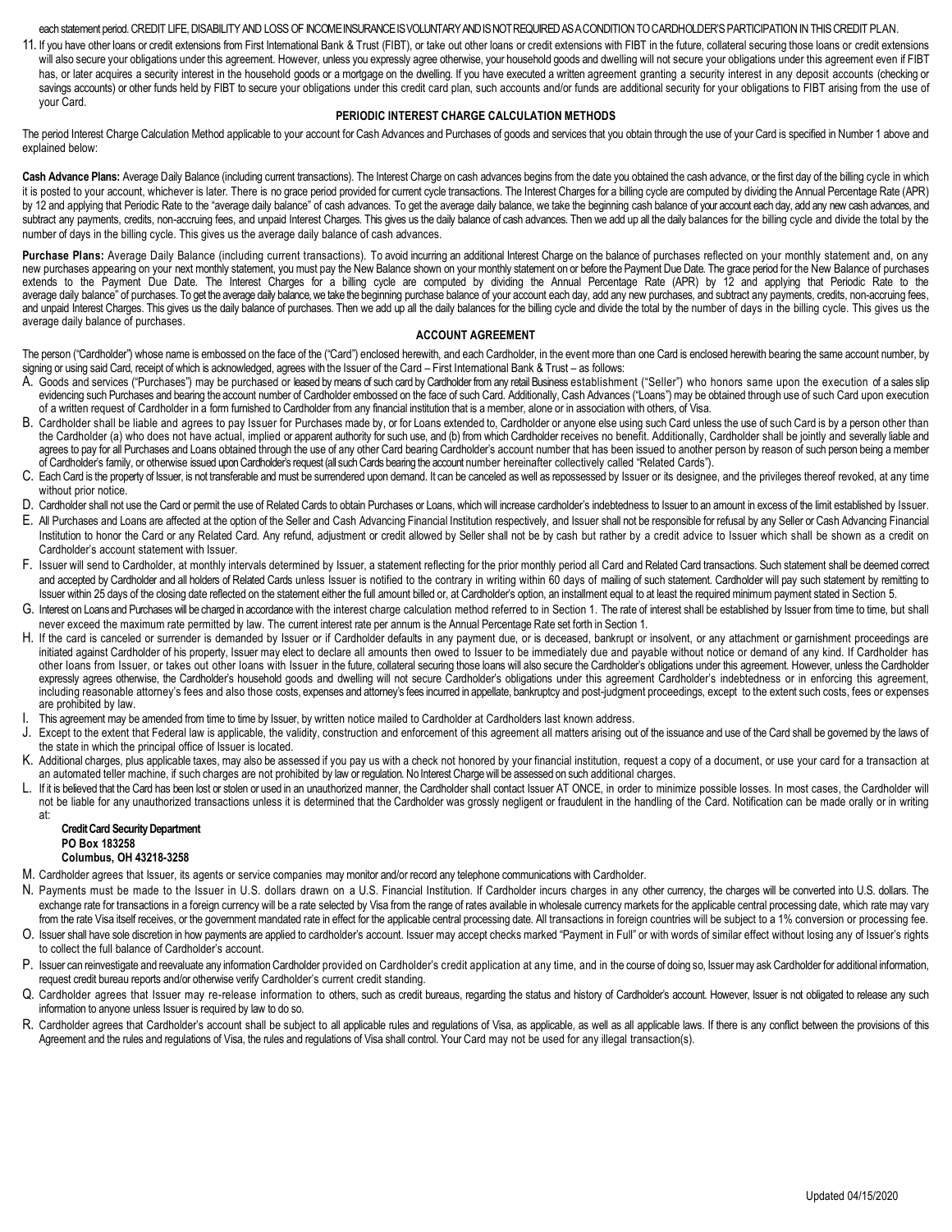each statement period. CREDIT LIFE, DISABILITY AND LOSS OF INCOME INSURANCE IS VOLUNTARY AND IS NOT REQUIRED AS A CONDITION TO CARDHOLDER'S PARTICIPATION IN THIS CREDIT PLAN.

11. If you have other loans or credit extensions from First International Bank & Trust (FIBT), or take out other loans or credit extensions with FIBT in the future, collateral securing those loans or credit extensions will also secure your obligations under this agreement. However, unless you expressly agree otherwise, your household goods and dwelling will not secure your obligations under this agreement even if FIBT has, or later acquires a security interest in the household goods or a mortgage on the dwelling. If you have executed a written agreement granting a security interest in any deposit accounts (checking or savings accounts) or other funds held by FIBT to secure your obligations under this credit card plan, such accounts and/or funds are additional security for your obligations to FIBT arising from the use of your Card.

## PERIODIC INTEREST CHARGE CALCULATION METHODS

The period Interest Charge Calculation Method applicable to your account for Cash Advances and Purchases of goods and services that you obtain through the use of your Card is specified in Number 1 above and explained below:

**Cash Advance Plans:** Average Daily Balance (including current transactions). The Interest Charge on cash advances begins from the date you obtained the cash advance, or the first day of the billing cycle in which it is posted to your account, whichever is later. There is no grace period provided for current cycle transactions. The Interest Charges for a billing cycle are computed by dividing the Annual Percentage Rate (APR) by 12 and applying that Periodic Rate to the "average daily balance" of cash advances. To get the average daily balance, we take the beginning cash balance of your account each day, add any new cash advances, and subtract any payments, credits, non-accruing fees, and unpaid Interest Charges. This gives us the daily balance of cash advances. Then we add up all the daily balances for the billing cycle and divide the total by the number of days in the billing cycle. This gives us the average daily balance of cash advances.

**Purchase Plans:** Average Daily Balance (including current transactions). To avoid incurring an additional Interest Charge on the balance of purchases reflected on your monthly statement and, on any new purchases appearing on your next monthly statement, you must pay the New Balance shown on your monthly statement on or before the Payment Due Date. The grace period for the New Balance of purchases extends to the Payment Due Date. The Interest Charges for a billing cycle are computed by dividing the Annual Percentage Rate (APR) by 12 and applying that Periodic Rate to the average daily balance" of purchases. To get the average daily balance, we take the beginning purchase balance of your account each day, add any new purchases, and subtract any payments, credits, non-accruing fees, and unpaid Interest Charges. This gives us the daily balance of purchases. Then we add up all the daily balances for the billing cycle and divide the total by the number of days in the billing cycle. This gives us the average daily balance of purchases.

## ACCOUNT AGREEMENT

The person ("Cardholder") whose name is embossed on the face of the ("Card") enclosed herewith, and each Cardholder, in the event more than one Card is enclosed herewith bearing the same account number, by signing or using said Card, receipt of which is acknowledged, agrees with the Issuer of the Card – First International Bank & Trust – as follows:

A. Goods and services ("Purchases") may be purchased or leased by means of such card by Cardholder from any retail Business establishment ("Seller") who honors same upon the execution of a sales slip evidencing such Purchases and bearing the account number of Cardholder embossed on the face of such Card. Additionally, Cash Advances ("Loans") may be obtained through use of such Card upon execution of a written request of Cardholder in a form furnished to Cardholder from any financial institution that is a member, alone or in association with others, of Visa.

B. Cardholder shall be liable and agrees to pay Issuer for Purchases made by, or for Loans extended to, Cardholder or anyone else using such Card unless the use of such Card is by a person other than the Cardholder (a) who does not have actual, implied or apparent authority for such use, and (b) from which Cardholder receives no benefit. Additionally, Cardholder shall be jointly and severally liable and agrees to pay for all Purchases and Loans obtained through the use of any other Card bearing Cardholder's account number that has been issued to another person by reason of such person being a member of Cardholder's family, or otherwise issued upon Cardholder's request (all such Cards bearing the account number hereinafter collectively called "Related Cards").

C. Each Card is the property of Issuer, is not transferable and must be surrendered upon demand. It can be canceled as well as repossessed by Issuer or its designee, and the privileges thereof revoked, at any time without prior notice.

D. Cardholder shall not use the Card or permit the use of Related Cards to obtain Purchases or Loans, which will increase cardholder's indebtedness to Issuer to an amount in excess of the limit established by Issuer.

E. All Purchases and Loans are affected at the option of the Seller and Cash Advancing Financial Institution respectively, and Issuer shall not be responsible for refusal by any Seller or Cash Advancing Financial Institution to honor the Card or any Related Card. Any refund, adjustment or credit allowed by Seller shall not be by cash but rather by a credit advice to Issuer which shall be shown as a credit on Cardholder's account statement with Issuer.

F. Issuer will send to Cardholder, at monthly intervals determined by Issuer, a statement reflecting for the prior monthly period all Card and Related Card transactions. Such statement shall be deemed correct and accepted by Cardholder and all holders of Related Cards unless Issuer is notified to the contrary in writing within 60 days of mailing of such statement. Cardholder will pay such statement by remitting to Issuer within 25 days of the closing date reflected on the statement either the full amount billed or, at Cardholder's option, an installment equal to at least the required minimum payment stated in Section 5.

G. Interest on Loans and Purchases will be charged in accordance with the interest charge calculation method referred to in Section 1. The rate of interest shall be established by Issuer from time to time, but shall never exceed the maximum rate permitted by law. The current interest rate per annum is the Annual Percentage Rate set forth in Section 1.

H. If the card is canceled or surrender is demanded by Issuer or if Cardholder defaults in any payment due, or is deceased, bankrupt or insolvent, or any attachment or garnishment proceedings are initiated against Cardholder of his property, Issuer may elect to declare all amounts then owed to Issuer to be immediately due and payable without notice or demand of any kind. If Cardholder has other loans from Issuer, or takes out other loans with Issuer in the future, collateral securing those loans will also secure the Cardholder's obligations under this agreement. However, unless the Cardholder expressly agrees otherwise, the Cardholder's household goods and dwelling will not secure Cardholder's obligations under this agreement Cardholder's indebtedness or in enforcing this agreement, including reasonable attorney's fees and also those costs, expenses and attorney's fees incurred in appellate, bankruptcy and post-judgment proceedings, except to the extent such costs, fees or expenses are prohibited by law.

I. This agreement may be amended from time to time by Issuer, by written notice mailed to Cardholder at Cardholders last known address.

J. Except to the extent that Federal law is applicable, the validity, construction and enforcement of this agreement all matters arising out of the issuance and use of the Card shall be governed by the laws of the state in which the principal office of Issuer is located.

K. Additional charges, plus applicable taxes, may also be assessed if you pay us with a check not honored by your financial institution, request a copy of a document, or use your card for a transaction at an automated teller machine, if such charges are not prohibited by law or regulation. No Interest Charge will be assessed on such additional charges.

L. If it is believed that the Card has been lost or stolen or used in an unauthorized manner, the Cardholder shall contact Issuer AT ONCE, in order to minimize possible losses. In most cases, the Cardholder will not be liable for any unauthorized transactions unless it is determined that the Cardholder was grossly negligent or fraudulent in the handling of the Card. Notification can be made orally or in writing at:

   **Credit Card Security Department**
   **PO Box 183258**
   **Columbus, OH 43218-3258**

M. Cardholder agrees that Issuer, its agents or service companies may monitor and/or record any telephone communications with Cardholder.

N. Payments must be made to the Issuer in U.S. dollars drawn on a U.S. Financial Institution. If Cardholder incurs charges in any other currency, the charges will be converted into U.S. dollars. The exchange rate for transactions in a foreign currency will be a rate selected by Visa from the range of rates available in wholesale currency markets for the applicable central processing date, which rate may vary from the rate Visa itself receives, or the government mandated rate in effect for the applicable central processing date. All transactions in foreign countries will be subject to a 1% conversion or processing fee.

O. Issuer shall have sole discretion in how payments are applied to cardholder's account. Issuer may accept checks marked "Payment in Full" or with words of similar effect without losing any of Issuer's rights to collect the full balance of Cardholder's account.

P. Issuer can reinvestigate and reevaluate any information Cardholder provided on Cardholder's credit application at any time, and in the course of doing so, Issuer may ask Cardholder for additional information, request credit bureau reports and/or otherwise verify Cardholder's current credit standing.

Q. Cardholder agrees that Issuer may re-release information to others, such as credit bureaus, regarding the status and history of Cardholder's account. However, Issuer is not obligated to release any such information to anyone unless Issuer is required by law to do so.

R. Cardholder agrees that Cardholder's account shall be subject to all applicable rules and regulations of Visa, as applicable, as well as all applicable laws. If there is any conflict between the provisions of this Agreement and the rules and regulations of Visa, the rules and regulations of Visa shall control. Your Card may not be used for any illegal transaction(s).

Updated 04/15/2020